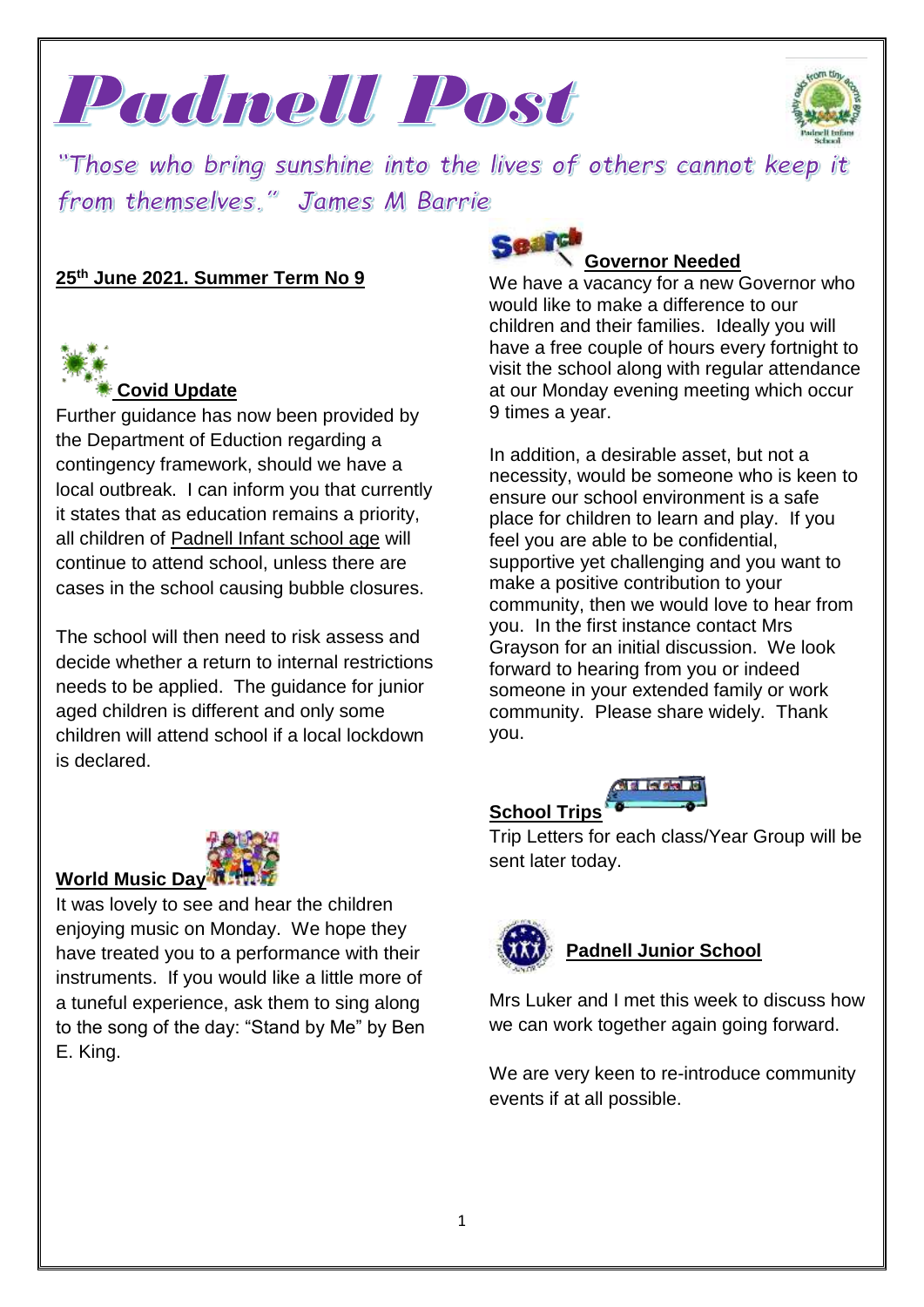# Padnell Post

*"Those who bring sunshine into the lives of others cannot keep it from themselves." James M Barrie*

**25th June 2021. Summer Term No 9**

## Covid Update

Further guidance has now been provided by the Department of Eduction regarding a contingency framework, should we have a local outbreak. I can inform you that currently it states that as education remains a priority, all children of Padnell Infant school age will continue to attend school, unless there are cases in the school causing bubble closures.

The school will then need to risk assess and decide whether a return to internal restrictions needs to be applied. The guidance for junior aged children is different and only some children will attend school if a local lockdown is declared.

## World Music Day

It was lovely to see and hear the children enjoying music on Monday. We hope they have treated you to a performance with their instruments. If you would like a little more of a tuneful experience, ask them to sing along to the song of the day: "Stand by Me" by Ben E. King.

## Governor Needed

We have a vacancy for a new Governor who would like to make a difference to our children and their families. Ideally you will have a free couple of hours every fortnight to visit the school along with regular attendance at our Monday evening meeting which occur 9 times a year.

In addition, a desirable asset, but not a necessity, would be someone who is keen to ensure our school environment is a safe place for children to learn and play. If you feel you are able to be confidential, supportive yet challenging and you want to make a positive contribution to your community, then we would love to hear from you. In the first instance contact Mrs Grayson for an initial discussion. We look forward to hearing from you or indeed someone in your extended family or work community. Please share widely. Thank you.

## School Trips

Trip Letters for each class/Year Group will be sent later today.

## Padnell Junior School

Mrs Luker and I met this week to discuss how we can work together again going forward.

We are very keen to re-introduce community events if at all possible.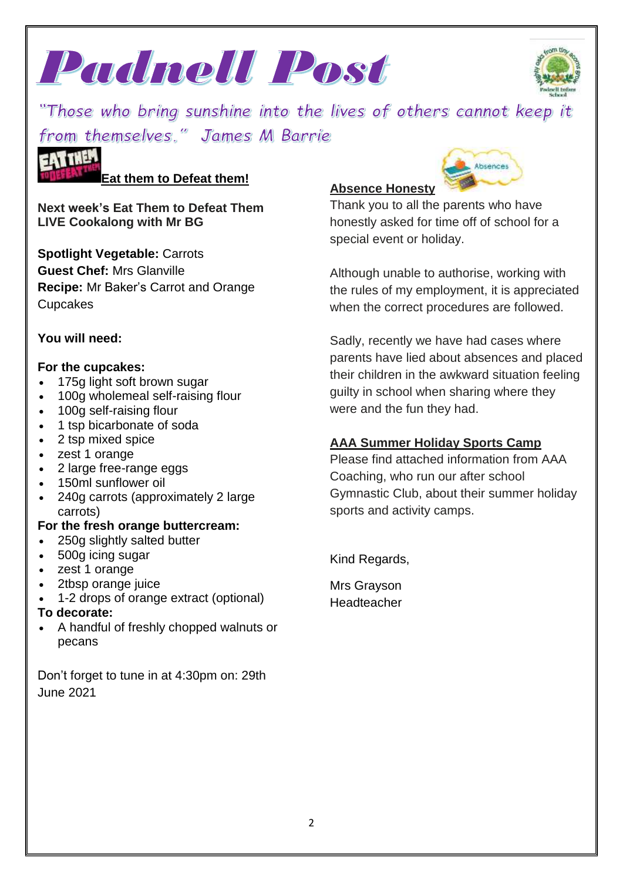# Padnell Post

*"Those who bring sunshine into the lives of others cannot keep it from themselves." James M Barrie*

## Eat them to Defeat them!

**Next week's Eat Them to Defeat Them LIVE Cookalong with Mr BG**

**Spotlight Vegetable:** Carrots
**Guest Chef:** Mrs Glanville
**Recipe:** Mr Baker's Carrot and Orange Cupcakes

**You will need:**

**For the cupcakes:**
- 175g light soft brown sugar
- 100g wholemeal self-raising flour
- 100g self-raising flour
- 1 tsp bicarbonate of soda
- 2 tsp mixed spice
- zest 1 orange
- 2 large free-range eggs
- 150ml sunflower oil
- 240g carrots (approximately 2 large carrots)

**For the fresh orange buttercream:**
- 250g slightly salted butter
- 500g icing sugar
- zest 1 orange
- 2tbsp orange juice
- 1-2 drops of orange extract (optional)

**To decorate:**
- A handful of freshly chopped walnuts or pecans

Don't forget to tune in at 4:30pm on: 29th June 2021

## Absence Honesty

Thank you to all the parents who have honestly asked for time off of school for a special event or holiday.

Although unable to authorise, working with the rules of my employment, it is appreciated when the correct procedures are followed.

Sadly, recently we have had cases where parents have lied about absences and placed their children in the awkward situation feeling guilty in school when sharing where they were and the fun they had.

## AAA Summer Holiday Sports Camp

Please find attached information from AAA Coaching, who run our after school Gymnastic Club, about their summer holiday sports and activity camps.

Kind Regards,

Mrs Grayson
Headteacher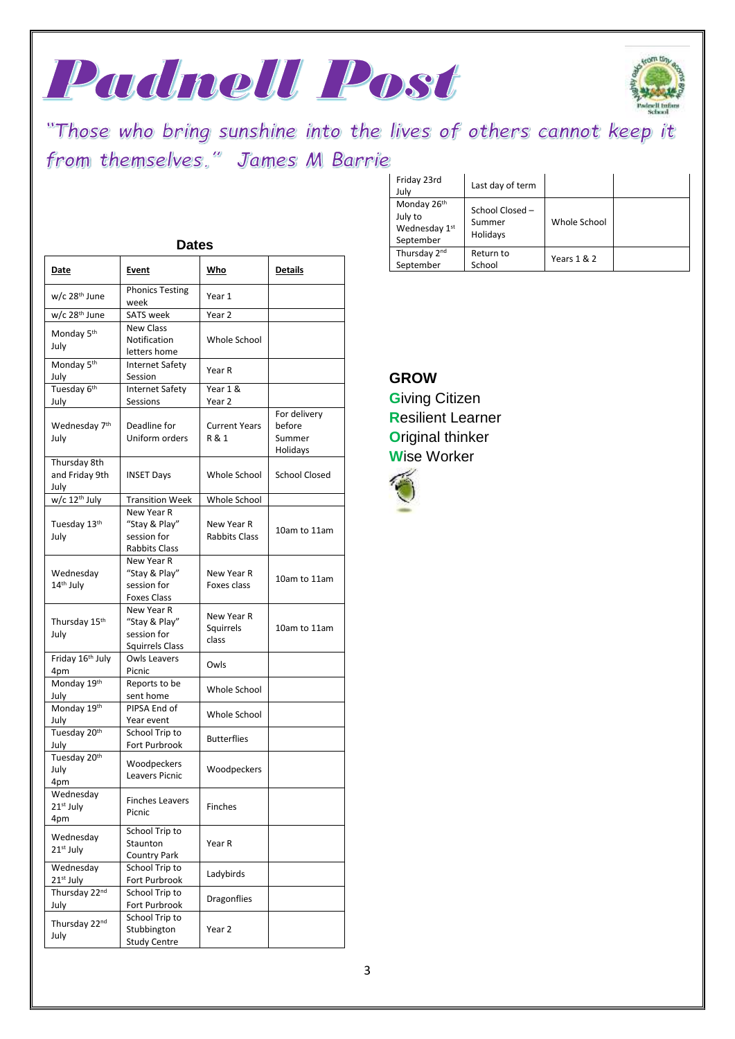# Padnell Post

*"Those who bring sunshine into the lives of others cannot keep it from themselves." James M Barrie*

## Dates

| Date | Event | Who | Details |
|---|---|---|---|
| w/c 28th June | Phonics Testing week | Year 1 | |
| w/c 28th June | SATS week | Year 2 | |
| Monday 5th July | New Class Notification letters home | Whole School | |
| Monday 5th July | Internet Safety Session | Year R | |
| Tuesday 6th July | Internet Safety Sessions | Year 1 & Year 2 | |
| Wednesday 7th July | Deadline for Uniform orders | Current Years R & 1 | For delivery before Summer Holidays |
| Thursday 8th and Friday 9th July | INSET Days | Whole School | School Closed |
| w/c 12th July | Transition Week | Whole School | |
| Tuesday 13th July | New Year R "Stay & Play" session for Rabbits Class | New Year R Rabbits Class | 10am to 11am |
| Wednesday 14th July | New Year R "Stay & Play" session for Foxes Class | New Year R Foxes class | 10am to 11am |
| Thursday 15th July | New Year R "Stay & Play" session for Squirrels Class | New Year R Squirrels class | 10am to 11am |
| Friday 16th July 4pm | Owls Leavers Picnic | Owls | |
| Monday 19th July | Reports to be sent home | Whole School | |
| Monday 19th July | PIPSA End of Year event | Whole School | |
| Tuesday 20th July | School Trip to Fort Purbrook | Butterflies | |
| Tuesday 20th July 4pm | Woodpeckers Leavers Picnic | Woodpeckers | |
| Wednesday 21st July 4pm | Finches Leavers Picnic | Finches | |
| Wednesday 21st July | School Trip to Staunton Country Park | Year R | |
| Wednesday 21st July | School Trip to Fort Purbrook | Ladybirds | |
| Thursday 22nd July | School Trip to Fort Purbrook | Dragonflies | |
| Thursday 22nd July | School Trip to Stubbington Study Centre | Year 2 | |
| Friday 23rd July | Last day of term | | |
| Monday 26th July to Wednesday 1st September | School Closed – Summer Holidays | Whole School | |
| Thursday 2nd September | Return to School | Years 1 & 2 | |

## GROW

**G**iving Citizen
**R**esilient Learner
**O**riginal thinker
**W**ise Worker